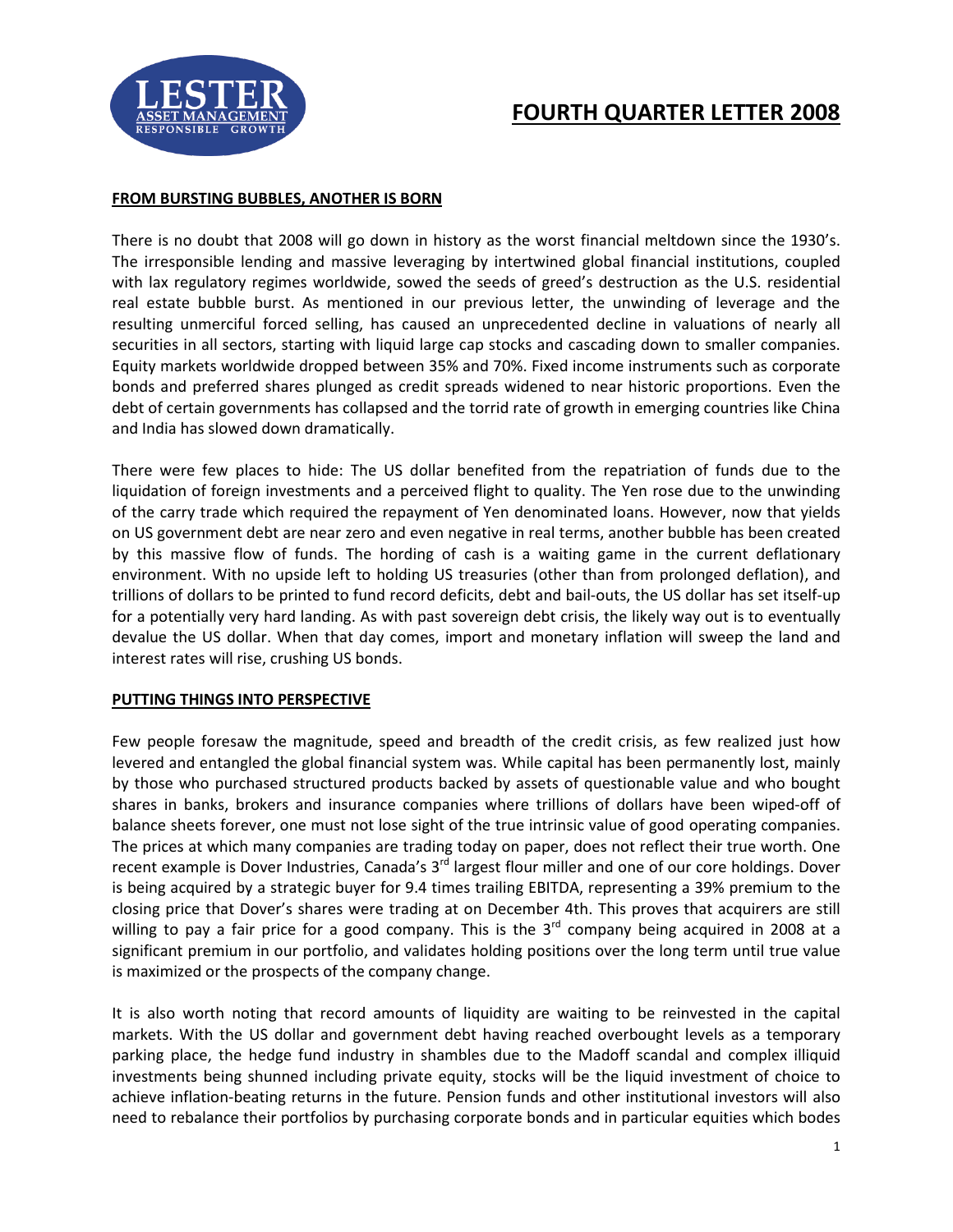# FOURTH QUARTER LETTER 2008

## FROM BURSTING BUBBLES, ANOTHER IS BORN

There is no doubt that 2008 will go down in history as the worst financial meltdown since the 1930's. The irresponsible lending and massive leveraging by intertwined global financial institutions, coupled with lax regulatory regimes worldwide, sowed the seeds of greed's destruction as the U.S. residential real estate bubble burst. As mentioned in our previous letter, the unwinding of leverage and the resulting unmerciful forced selling, has caused an unprecedented decline in valuations of nearly all securities in all sectors, starting with liquid large cap stocks and cascading down to smaller companies. Equity markets worldwide dropped between 35% and 70%. Fixed income instruments such as corporate bonds and preferred shares plunged as credit spreads widened to near historic proportions. Even the debt of certain governments has collapsed and the torrid rate of growth in emerging countries like China and India has slowed down dramatically.

There were few places to hide: The US dollar benefited from the repatriation of funds due to the liquidation of foreign investments and a perceived flight to quality. The Yen rose due to the unwinding of the carry trade which required the repayment of Yen denominated loans. However, now that yields on US government debt are near zero and even negative in real terms, another bubble has been created by this massive flow of funds. The hording of cash is a waiting game in the current deflationary environment. With no upside left to holding US treasuries (other than from prolonged deflation), and trillions of dollars to be printed to fund record deficits, debt and bail-outs, the US dollar has set itself-up for a potentially very hard landing. As with past sovereign debt crisis, the likely way out is to eventually devalue the US dollar. When that day comes, import and monetary inflation will sweep the land and interest rates will rise, crushing US bonds.

## PUTTING THINGS INTO PERSPECTIVE

Few people foresaw the magnitude, speed and breadth of the credit crisis, as few realized just how levered and entangled the global financial system was. While capital has been permanently lost, mainly by those who purchased structured products backed by assets of questionable value and who bought shares in banks, brokers and insurance companies where trillions of dollars have been wiped-off of balance sheets forever, one must not lose sight of the true intrinsic value of good operating companies. The prices at which many companies are trading today on paper, does not reflect their true worth. One recent example is Dover Industries, Canada's 3rd largest flour miller and one of our core holdings. Dover is being acquired by a strategic buyer for 9.4 times trailing EBITDA, representing a 39% premium to the closing price that Dover's shares were trading at on December 4th. This proves that acquirers are still willing to pay a fair price for a good company. This is the 3rd company being acquired in 2008 at a significant premium in our portfolio, and validates holding positions over the long term until true value is maximized or the prospects of the company change.

It is also worth noting that record amounts of liquidity are waiting to be reinvested in the capital markets. With the US dollar and government debt having reached overbought levels as a temporary parking place, the hedge fund industry in shambles due to the Madoff scandal and complex illiquid investments being shunned including private equity, stocks will be the liquid investment of choice to achieve inflation-beating returns in the future. Pension funds and other institutional investors will also need to rebalance their portfolios by purchasing corporate bonds and in particular equities which bodes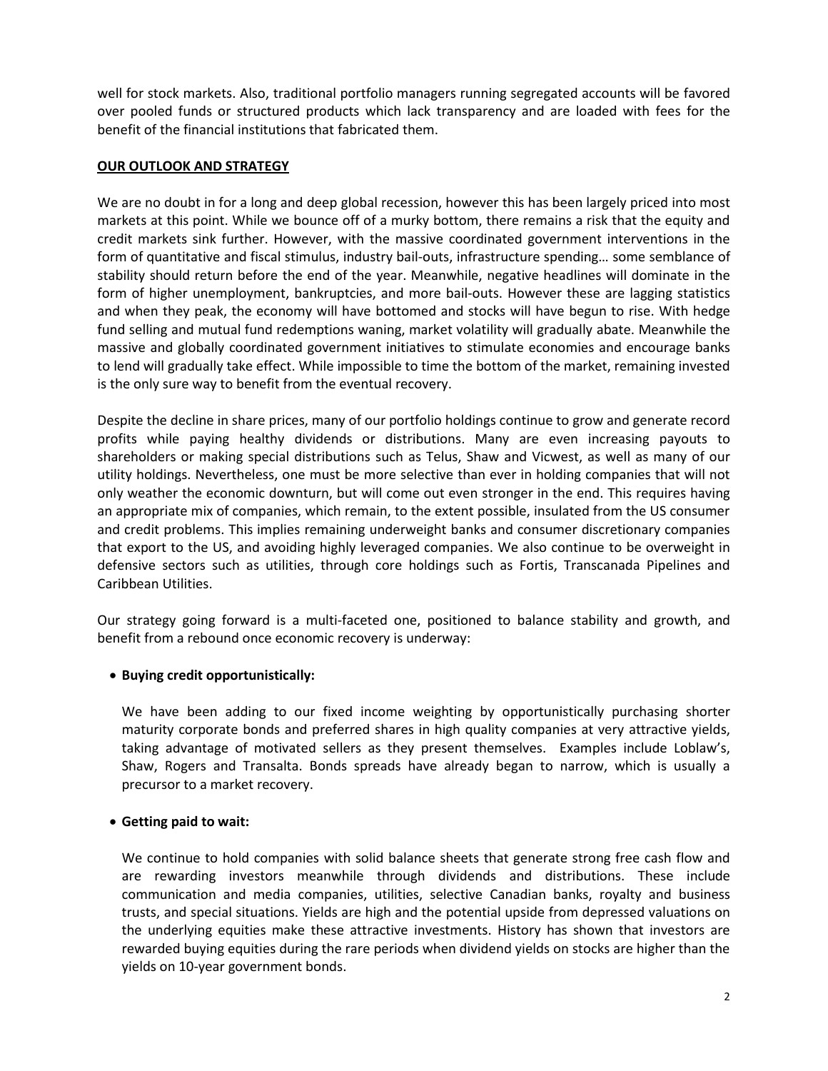well for stock markets. Also, traditional portfolio managers running segregated accounts will be favored over pooled funds or structured products which lack transparency and are loaded with fees for the benefit of the financial institutions that fabricated them.

## OUR OUTLOOK AND STRATEGY

We are no doubt in for a long and deep global recession, however this has been largely priced into most markets at this point. While we bounce off of a murky bottom, there remains a risk that the equity and credit markets sink further. However, with the massive coordinated government interventions in the form of quantitative and fiscal stimulus, industry bail-outs, infrastructure spending… some semblance of stability should return before the end of the year. Meanwhile, negative headlines will dominate in the form of higher unemployment, bankruptcies, and more bail-outs. However these are lagging statistics and when they peak, the economy will have bottomed and stocks will have begun to rise. With hedge fund selling and mutual fund redemptions waning, market volatility will gradually abate. Meanwhile the massive and globally coordinated government initiatives to stimulate economies and encourage banks to lend will gradually take effect. While impossible to time the bottom of the market, remaining invested is the only sure way to benefit from the eventual recovery.

Despite the decline in share prices, many of our portfolio holdings continue to grow and generate record profits while paying healthy dividends or distributions. Many are even increasing payouts to shareholders or making special distributions such as Telus, Shaw and Vicwest, as well as many of our utility holdings. Nevertheless, one must be more selective than ever in holding companies that will not only weather the economic downturn, but will come out even stronger in the end. This requires having an appropriate mix of companies, which remain, to the extent possible, insulated from the US consumer and credit problems. This implies remaining underweight banks and consumer discretionary companies that export to the US, and avoiding highly leveraged companies. We also continue to be overweight in defensive sectors such as utilities, through core holdings such as Fortis, Transcanada Pipelines and Caribbean Utilities.

Our strategy going forward is a multi-faceted one, positioned to balance stability and growth, and benefit from a rebound once economic recovery is underway:

- **Buying credit opportunistically:**

  We have been adding to our fixed income weighting by opportunistically purchasing shorter maturity corporate bonds and preferred shares in high quality companies at very attractive yields, taking advantage of motivated sellers as they present themselves. Examples include Loblaw's, Shaw, Rogers and Transalta. Bonds spreads have already began to narrow, which is usually a precursor to a market recovery.

- **Getting paid to wait:**

  We continue to hold companies with solid balance sheets that generate strong free cash flow and are rewarding investors meanwhile through dividends and distributions. These include communication and media companies, utilities, selective Canadian banks, royalty and business trusts, and special situations. Yields are high and the potential upside from depressed valuations on the underlying equities make these attractive investments. History has shown that investors are rewarded buying equities during the rare periods when dividend yields on stocks are higher than the yields on 10-year government bonds.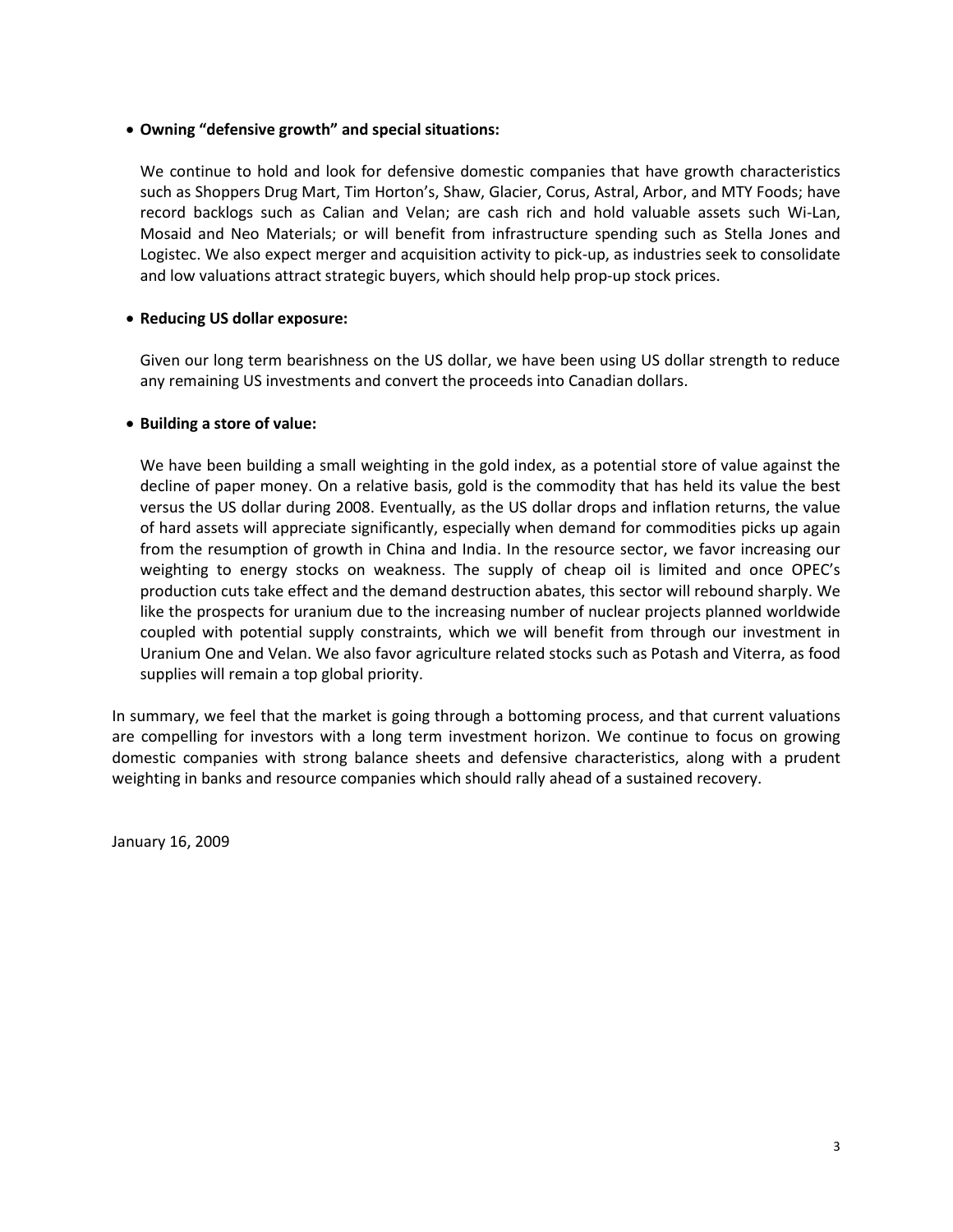- **Owning "defensive growth" and special situations:**

  We continue to hold and look for defensive domestic companies that have growth characteristics such as Shoppers Drug Mart, Tim Horton's, Shaw, Glacier, Corus, Astral, Arbor, and MTY Foods; have record backlogs such as Calian and Velan; are cash rich and hold valuable assets such Wi-Lan, Mosaid and Neo Materials; or will benefit from infrastructure spending such as Stella Jones and Logistec. We also expect merger and acquisition activity to pick-up, as industries seek to consolidate and low valuations attract strategic buyers, which should help prop-up stock prices.

- **Reducing US dollar exposure:**

  Given our long term bearishness on the US dollar, we have been using US dollar strength to reduce any remaining US investments and convert the proceeds into Canadian dollars.

- **Building a store of value:**

  We have been building a small weighting in the gold index, as a potential store of value against the decline of paper money. On a relative basis, gold is the commodity that has held its value the best versus the US dollar during 2008. Eventually, as the US dollar drops and inflation returns, the value of hard assets will appreciate significantly, especially when demand for commodities picks up again from the resumption of growth in China and India. In the resource sector, we favor increasing our weighting to energy stocks on weakness. The supply of cheap oil is limited and once OPEC's production cuts take effect and the demand destruction abates, this sector will rebound sharply. We like the prospects for uranium due to the increasing number of nuclear projects planned worldwide coupled with potential supply constraints, which we will benefit from through our investment in Uranium One and Velan. We also favor agriculture related stocks such as Potash and Viterra, as food supplies will remain a top global priority.

In summary, we feel that the market is going through a bottoming process, and that current valuations are compelling for investors with a long term investment horizon. We continue to focus on growing domestic companies with strong balance sheets and defensive characteristics, along with a prudent weighting in banks and resource companies which should rally ahead of a sustained recovery.

January 16, 2009